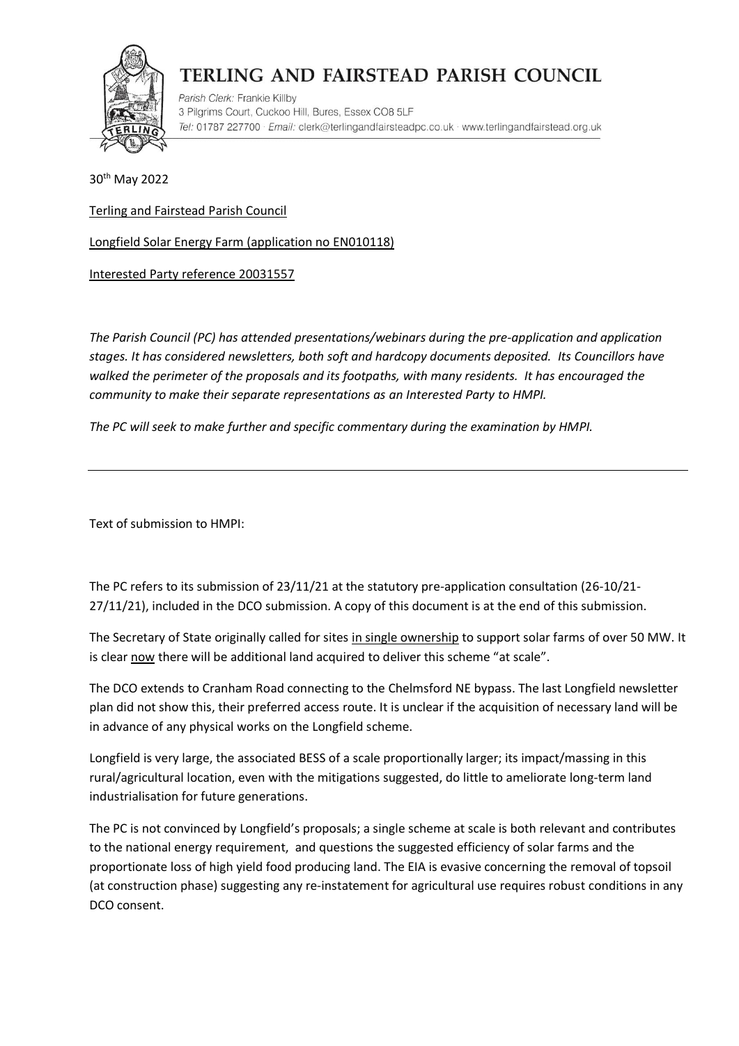# TERLING AND FAIRSTEAD PARISH COUNCIL

*Parish Clerk:* Frankie Killby
3 Pilgrims Court, Cuckoo Hill, Bures, Essex CO8 5LF
*Tel:* 01787 227700 · *Email:* clerk@terlingandfairsteadpc.co.uk · www.terlingandfairstead.org.uk

30th May 2022

Terling and Fairstead Parish Council

Longfield Solar Energy Farm (application no EN010118)

Interested Party reference 20031557

*The Parish Council (PC) has attended presentations/webinars during the pre-application and application stages. It has considered newsletters, both soft and hardcopy documents deposited. Its Councillors have walked the perimeter of the proposals and its footpaths, with many residents. It has encouraged the community to make their separate representations as an Interested Party to HMPI.*

*The PC will seek to make further and specific commentary during the examination by HMPI.*

---

Text of submission to HMPI:

The PC refers to its submission of 23/11/21 at the statutory pre-application consultation (26-10/21-27/11/21), included in the DCO submission. A copy of this document is at the end of this submission.

The Secretary of State originally called for sites in single ownership to support solar farms of over 50 MW. It is clear now there will be additional land acquired to deliver this scheme "at scale".

The DCO extends to Cranham Road connecting to the Chelmsford NE bypass. The last Longfield newsletter plan did not show this, their preferred access route. It is unclear if the acquisition of necessary land will be in advance of any physical works on the Longfield scheme.

Longfield is very large, the associated BESS of a scale proportionally larger; its impact/massing in this rural/agricultural location, even with the mitigations suggested, do little to ameliorate long-term land industrialisation for future generations.

The PC is not convinced by Longfield's proposals; a single scheme at scale is both relevant and contributes to the national energy requirement, and questions the suggested efficiency of solar farms and the proportionate loss of high yield food producing land. The EIA is evasive concerning the removal of topsoil (at construction phase) suggesting any re-instatement for agricultural use requires robust conditions in any DCO consent.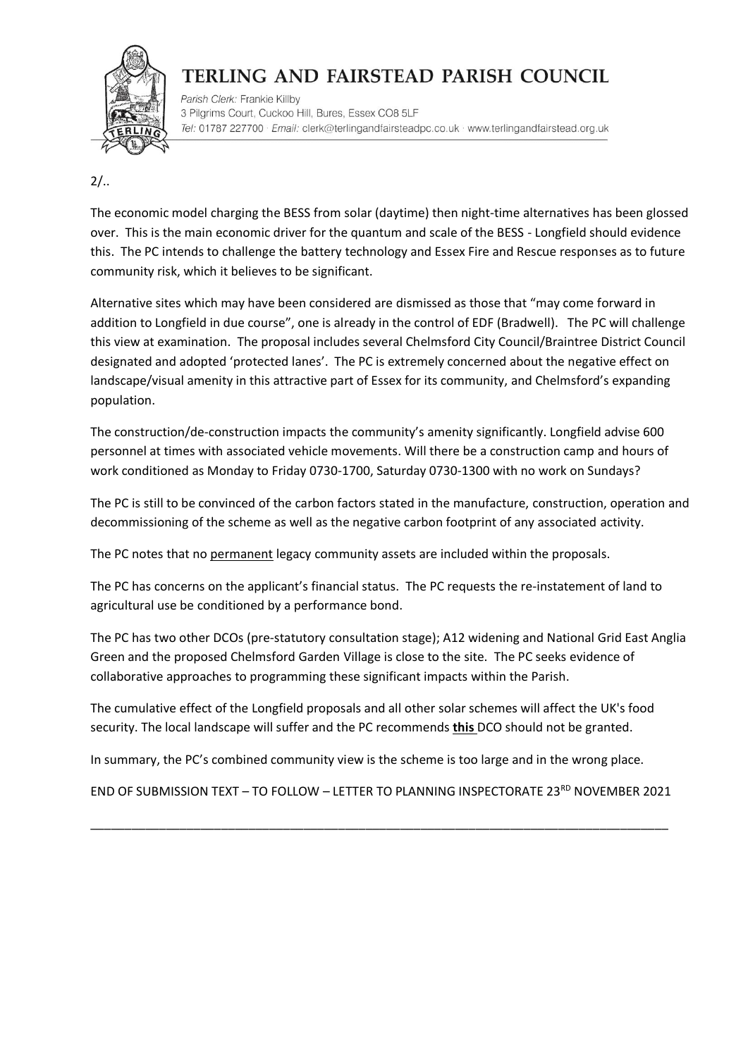2/..

The economic model charging the BESS from solar (daytime) then night-time alternatives has been glossed over. This is the main economic driver for the quantum and scale of the BESS - Longfield should evidence this. The PC intends to challenge the battery technology and Essex Fire and Rescue responses as to future community risk, which it believes to be significant.

Alternative sites which may have been considered are dismissed as those that "may come forward in addition to Longfield in due course", one is already in the control of EDF (Bradwell). The PC will challenge this view at examination. The proposal includes several Chelmsford City Council/Braintree District Council designated and adopted 'protected lanes'. The PC is extremely concerned about the negative effect on landscape/visual amenity in this attractive part of Essex for its community, and Chelmsford's expanding population.

The construction/de-construction impacts the community's amenity significantly. Longfield advise 600 personnel at times with associated vehicle movements. Will there be a construction camp and hours of work conditioned as Monday to Friday 0730-1700, Saturday 0730-1300 with no work on Sundays?

The PC is still to be convinced of the carbon factors stated in the manufacture, construction, operation and decommissioning of the scheme as well as the negative carbon footprint of any associated activity.

The PC notes that no <u>permanent</u> legacy community assets are included within the proposals.

The PC has concerns on the applicant's financial status. The PC requests the re-instatement of land to agricultural use be conditioned by a performance bond.

The PC has two other DCOs (pre-statutory consultation stage); A12 widening and National Grid East Anglia Green and the proposed Chelmsford Garden Village is close to the site. The PC seeks evidence of collaborative approaches to programming these significant impacts within the Parish.

The cumulative effect of the Longfield proposals and all other solar schemes will affect the UK's food security. The local landscape will suffer and the PC recommends **<u>this</u>** DCO should not be granted.

In summary, the PC's combined community view is the scheme is too large and in the wrong place.

END OF SUBMISSION TEXT – TO FOLLOW – LETTER TO PLANNING INSPECTORATE 23RD NOVEMBER 2021

---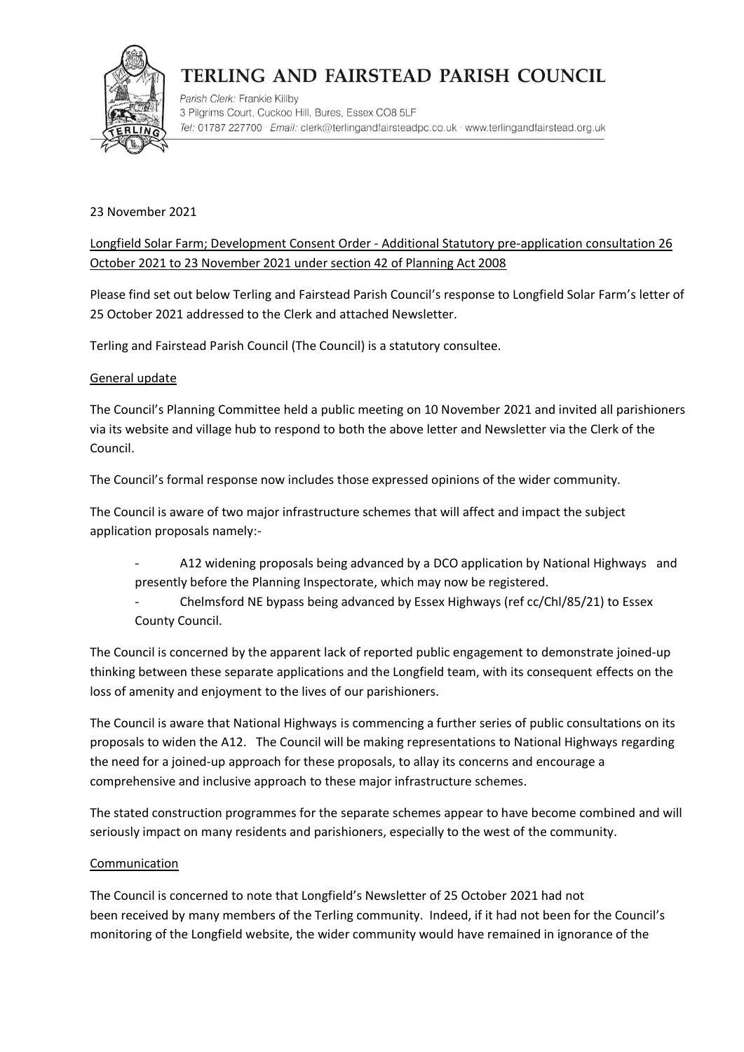# TERLING AND FAIRSTEAD PARISH COUNCIL

Parish Clerk: Frankie Killby
3 Pilgrims Court, Cuckoo Hill, Bures, Essex CO8 5LF
Tel: 01787 227700 · Email: clerk@terlingandfairsteadpc.co.uk · www.terlingandfairstead.org.uk

23 November 2021

Longfield Solar Farm; Development Consent Order - Additional Statutory pre-application consultation 26 October 2021 to 23 November 2021 under section 42 of Planning Act 2008

Please find set out below Terling and Fairstead Parish Council's response to Longfield Solar Farm's letter of 25 October 2021 addressed to the Clerk and attached Newsletter.

Terling and Fairstead Parish Council (The Council) is a statutory consultee.

## General update

The Council's Planning Committee held a public meeting on 10 November 2021 and invited all parishioners via its website and village hub to respond to both the above letter and Newsletter via the Clerk of the Council.

The Council's formal response now includes those expressed opinions of the wider community.

The Council is aware of two major infrastructure schemes that will affect and impact the subject application proposals namely:-

- A12 widening proposals being advanced by a DCO application by National Highways and presently before the Planning Inspectorate, which may now be registered.
- Chelmsford NE bypass being advanced by Essex Highways (ref cc/Chl/85/21) to Essex County Council.

The Council is concerned by the apparent lack of reported public engagement to demonstrate joined-up thinking between these separate applications and the Longfield team, with its consequent effects on the loss of amenity and enjoyment to the lives of our parishioners.

The Council is aware that National Highways is commencing a further series of public consultations on its proposals to widen the A12. The Council will be making representations to National Highways regarding the need for a joined-up approach for these proposals, to allay its concerns and encourage a comprehensive and inclusive approach to these major infrastructure schemes.

The stated construction programmes for the separate schemes appear to have become combined and will seriously impact on many residents and parishioners, especially to the west of the community.

## Communication

The Council is concerned to note that Longfield's Newsletter of 25 October 2021 had not been received by many members of the Terling community. Indeed, if it had not been for the Council's monitoring of the Longfield website, the wider community would have remained in ignorance of the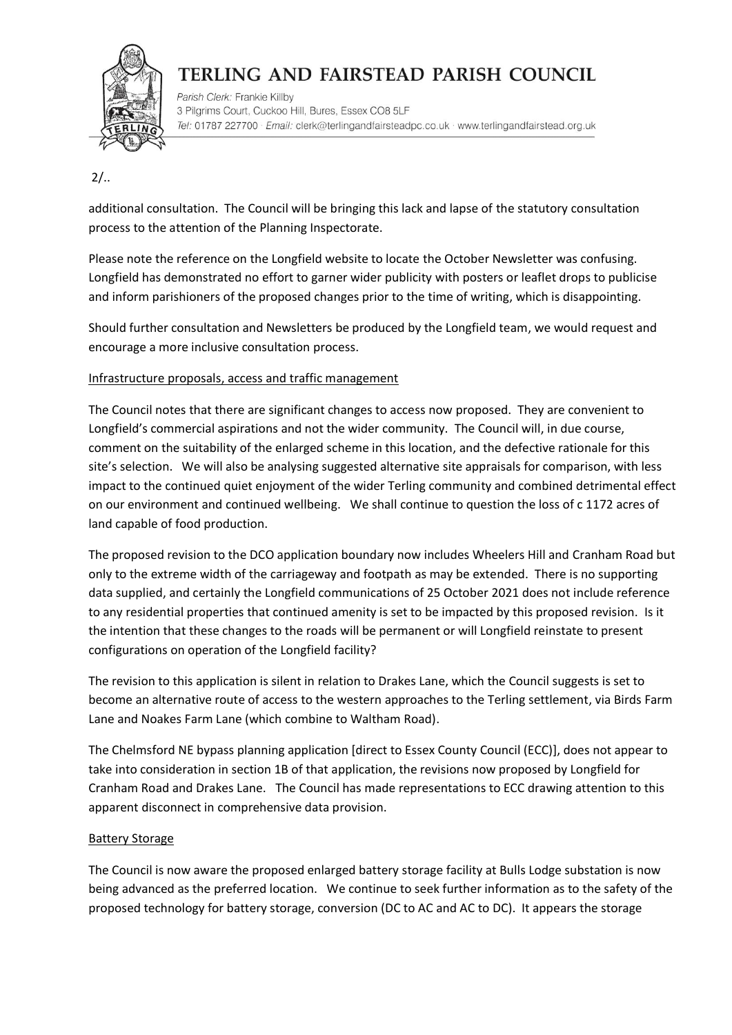2/..

additional consultation. The Council will be bringing this lack and lapse of the statutory consultation process to the attention of the Planning Inspectorate.

Please note the reference on the Longfield website to locate the October Newsletter was confusing. Longfield has demonstrated no effort to garner wider publicity with posters or leaflet drops to publicise and inform parishioners of the proposed changes prior to the time of writing, which is disappointing.

Should further consultation and Newsletters be produced by the Longfield team, we would request and encourage a more inclusive consultation process.

## Infrastructure proposals, access and traffic management

The Council notes that there are significant changes to access now proposed. They are convenient to Longfield's commercial aspirations and not the wider community. The Council will, in due course, comment on the suitability of the enlarged scheme in this location, and the defective rationale for this site's selection. We will also be analysing suggested alternative site appraisals for comparison, with less impact to the continued quiet enjoyment of the wider Terling community and combined detrimental effect on our environment and continued wellbeing. We shall continue to question the loss of c 1172 acres of land capable of food production.

The proposed revision to the DCO application boundary now includes Wheelers Hill and Cranham Road but only to the extreme width of the carriageway and footpath as may be extended. There is no supporting data supplied, and certainly the Longfield communications of 25 October 2021 does not include reference to any residential properties that continued amenity is set to be impacted by this proposed revision. Is it the intention that these changes to the roads will be permanent or will Longfield reinstate to present configurations on operation of the Longfield facility?

The revision to this application is silent in relation to Drakes Lane, which the Council suggests is set to become an alternative route of access to the western approaches to the Terling settlement, via Birds Farm Lane and Noakes Farm Lane (which combine to Waltham Road).

The Chelmsford NE bypass planning application [direct to Essex County Council (ECC)], does not appear to take into consideration in section 1B of that application, the revisions now proposed by Longfield for Cranham Road and Drakes Lane. The Council has made representations to ECC drawing attention to this apparent disconnect in comprehensive data provision.

## Battery Storage

The Council is now aware the proposed enlarged battery storage facility at Bulls Lodge substation is now being advanced as the preferred location. We continue to seek further information as to the safety of the proposed technology for battery storage, conversion (DC to AC and AC to DC). It appears the storage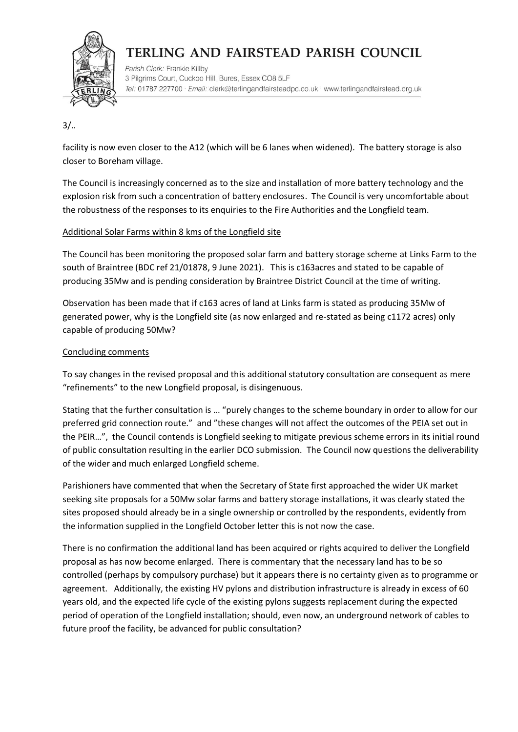3/..

facility is now even closer to the A12 (which will be 6 lanes when widened). The battery storage is also closer to Boreham village.

The Council is increasingly concerned as to the size and installation of more battery technology and the explosion risk from such a concentration of battery enclosures. The Council is very uncomfortable about the robustness of the responses to its enquiries to the Fire Authorities and the Longfield team.

Additional Solar Farms within 8 kms of the Longfield site

The Council has been monitoring the proposed solar farm and battery storage scheme at Links Farm to the south of Braintree (BDC ref 21/01878, 9 June 2021). This is c163acres and stated to be capable of producing 35Mw and is pending consideration by Braintree District Council at the time of writing.

Observation has been made that if c163 acres of land at Links farm is stated as producing 35Mw of generated power, why is the Longfield site (as now enlarged and re-stated as being c1172 acres) only capable of producing 50Mw?

Concluding comments

To say changes in the revised proposal and this additional statutory consultation are consequent as mere "refinements" to the new Longfield proposal, is disingenuous.

Stating that the further consultation is … "purely changes to the scheme boundary in order to allow for our preferred grid connection route." and "these changes will not affect the outcomes of the PEIA set out in the PEIR…", the Council contends is Longfield seeking to mitigate previous scheme errors in its initial round of public consultation resulting in the earlier DCO submission. The Council now questions the deliverability of the wider and much enlarged Longfield scheme.

Parishioners have commented that when the Secretary of State first approached the wider UK market seeking site proposals for a 50Mw solar farms and battery storage installations, it was clearly stated the sites proposed should already be in a single ownership or controlled by the respondents, evidently from the information supplied in the Longfield October letter this is not now the case.

There is no confirmation the additional land has been acquired or rights acquired to deliver the Longfield proposal as has now become enlarged. There is commentary that the necessary land has to be so controlled (perhaps by compulsory purchase) but it appears there is no certainty given as to programme or agreement. Additionally, the existing HV pylons and distribution infrastructure is already in excess of 60 years old, and the expected life cycle of the existing pylons suggests replacement during the expected period of operation of the Longfield installation; should, even now, an underground network of cables to future proof the facility, be advanced for public consultation?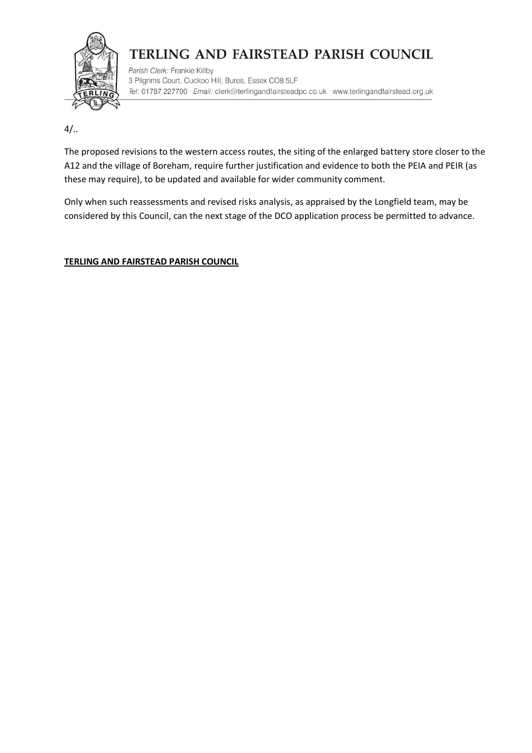4/..

The proposed revisions to the western access routes, the siting of the enlarged battery store closer to the A12 and the village of Boreham, require further justification and evidence to both the PEIA and PEIR (as these may require), to be updated and available for wider community comment.

Only when such reassessments and revised risks analysis, as appraised by the Longfield team, may be considered by this Council, can the next stage of the DCO application process be permitted to advance.

**TERLING AND FAIRSTEAD PARISH COUNCIL**